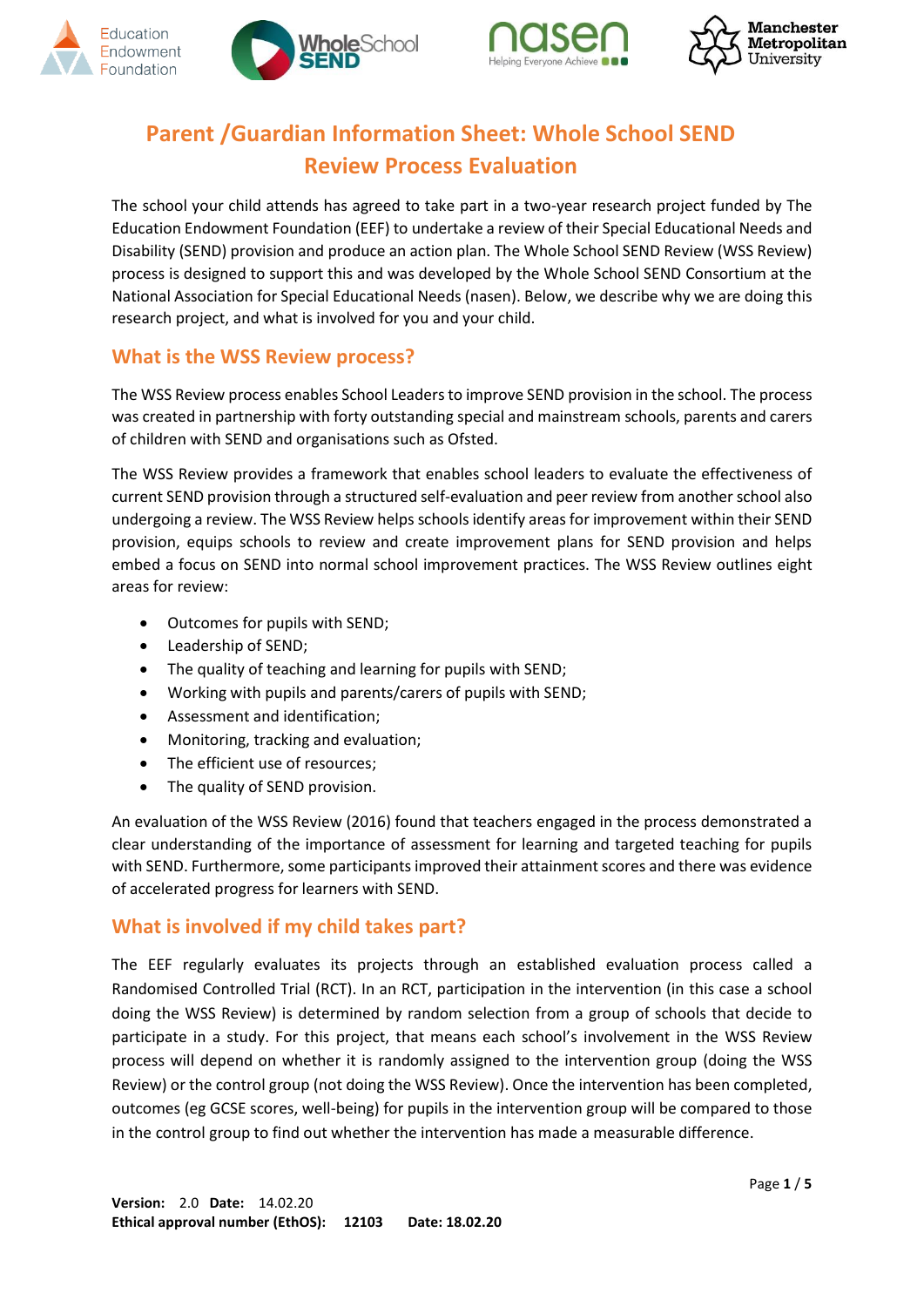# Parent /Guardian Information Sheet: Whole School SEND Review Process Evaluation

The school your child attends has agreed to take part in a two-year research project funded by The Education Endowment Foundation (EEF) to undertake a review of their Special Educational Needs and Disability (SEND) provision and produce an action plan. The Whole School SEND Review (WSS Review) process is designed to support this and was developed by the Whole School SEND Consortium at the National Association for Special Educational Needs (nasen). Below, we describe why we are doing this research project, and what is involved for you and your child.

## What is the WSS Review process?

The WSS Review process enables School Leaders to improve SEND provision in the school. The process was created in partnership with forty outstanding special and mainstream schools, parents and carers of children with SEND and organisations such as Ofsted.

The WSS Review provides a framework that enables school leaders to evaluate the effectiveness of current SEND provision through a structured self-evaluation and peer review from another school also undergoing a review. The WSS Review helps schools identify areas for improvement within their SEND provision, equips schools to review and create improvement plans for SEND provision and helps embed a focus on SEND into normal school improvement practices. The WSS Review outlines eight areas for review:

- Outcomes for pupils with SEND;
- Leadership of SEND;
- The quality of teaching and learning for pupils with SEND;
- Working with pupils and parents/carers of pupils with SEND;
- Assessment and identification;
- Monitoring, tracking and evaluation;
- The efficient use of resources;
- The quality of SEND provision.

An evaluation of the WSS Review (2016) found that teachers engaged in the process demonstrated a clear understanding of the importance of assessment for learning and targeted teaching for pupils with SEND. Furthermore, some participants improved their attainment scores and there was evidence of accelerated progress for learners with SEND.

## What is involved if my child takes part?

The EEF regularly evaluates its projects through an established evaluation process called a Randomised Controlled Trial (RCT). In an RCT, participation in the intervention (in this case a school doing the WSS Review) is determined by random selection from a group of schools that decide to participate in a study. For this project, that means each school's involvement in the WSS Review process will depend on whether it is randomly assigned to the intervention group (doing the WSS Review) or the control group (not doing the WSS Review). Once the intervention has been completed, outcomes (eg GCSE scores, well-being) for pupils in the intervention group will be compared to those in the control group to find out whether the intervention has made a measurable difference.

**Version:** 2.0 **Date:** 14.02.20
**Ethical approval number (EthOS): 12103 Date: 18.02.20**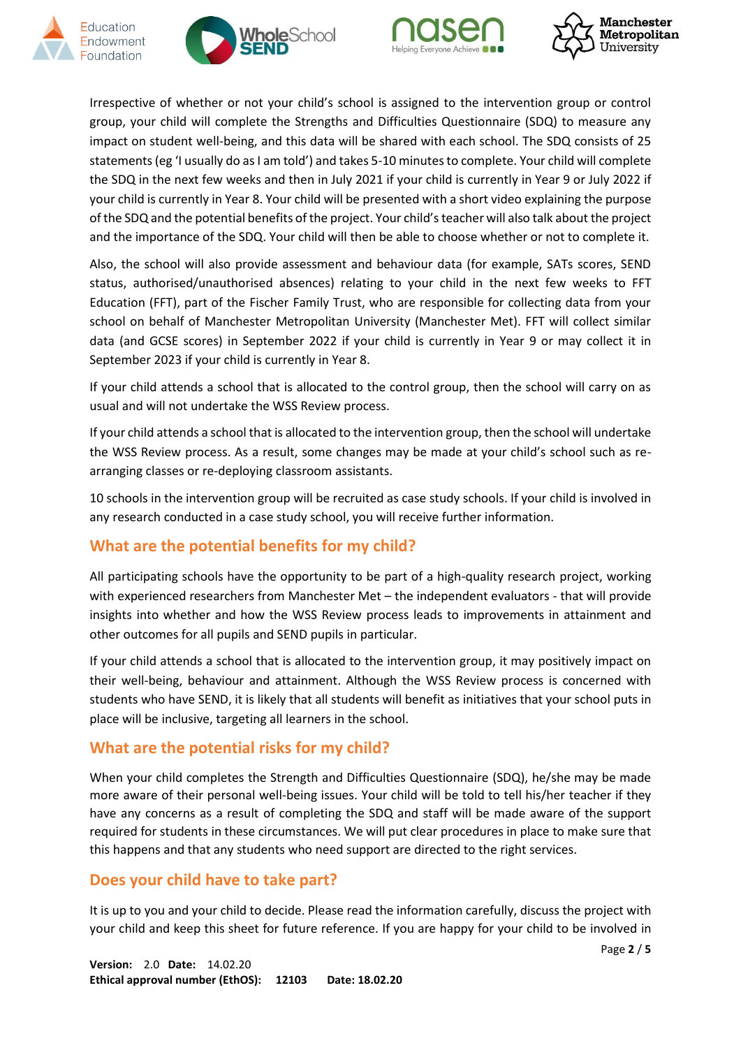Irrespective of whether or not your child's school is assigned to the intervention group or control group, your child will complete the Strengths and Difficulties Questionnaire (SDQ) to measure any impact on student well-being, and this data will be shared with each school. The SDQ consists of 25 statements (eg 'I usually do as I am told') and takes 5-10 minutes to complete. Your child will complete the SDQ in the next few weeks and then in July 2021 if your child is currently in Year 9 or July 2022 if your child is currently in Year 8. Your child will be presented with a short video explaining the purpose of the SDQ and the potential benefits of the project. Your child's teacher will also talk about the project and the importance of the SDQ. Your child will then be able to choose whether or not to complete it.

Also, the school will also provide assessment and behaviour data (for example, SATs scores, SEND status, authorised/unauthorised absences) relating to your child in the next few weeks to FFT Education (FFT), part of the Fischer Family Trust, who are responsible for collecting data from your school on behalf of Manchester Metropolitan University (Manchester Met). FFT will collect similar data (and GCSE scores) in September 2022 if your child is currently in Year 9 or may collect it in September 2023 if your child is currently in Year 8.

If your child attends a school that is allocated to the control group, then the school will carry on as usual and will not undertake the WSS Review process.

If your child attends a school that is allocated to the intervention group, then the school will undertake the WSS Review process. As a result, some changes may be made at your child's school such as re-arranging classes or re-deploying classroom assistants.

10 schools in the intervention group will be recruited as case study schools. If your child is involved in any research conducted in a case study school, you will receive further information.

## What are the potential benefits for my child?

All participating schools have the opportunity to be part of a high-quality research project, working with experienced researchers from Manchester Met – the independent evaluators - that will provide insights into whether and how the WSS Review process leads to improvements in attainment and other outcomes for all pupils and SEND pupils in particular.

If your child attends a school that is allocated to the intervention group, it may positively impact on their well-being, behaviour and attainment. Although the WSS Review process is concerned with students who have SEND, it is likely that all students will benefit as initiatives that your school puts in place will be inclusive, targeting all learners in the school.

## What are the potential risks for my child?

When your child completes the Strength and Difficulties Questionnaire (SDQ), he/she may be made more aware of their personal well-being issues. Your child will be told to tell his/her teacher if they have any concerns as a result of completing the SDQ and staff will be made aware of the support required for students in these circumstances. We will put clear procedures in place to make sure that this happens and that any students who need support are directed to the right services.

## Does your child have to take part?

It is up to you and your child to decide. Please read the information carefully, discuss the project with your child and keep this sheet for future reference. If you are happy for your child to be involved in

**Version:** 2.0 **Date:** 14.02.20
**Ethical approval number (EthOS):** **12103** **Date: 18.02.20**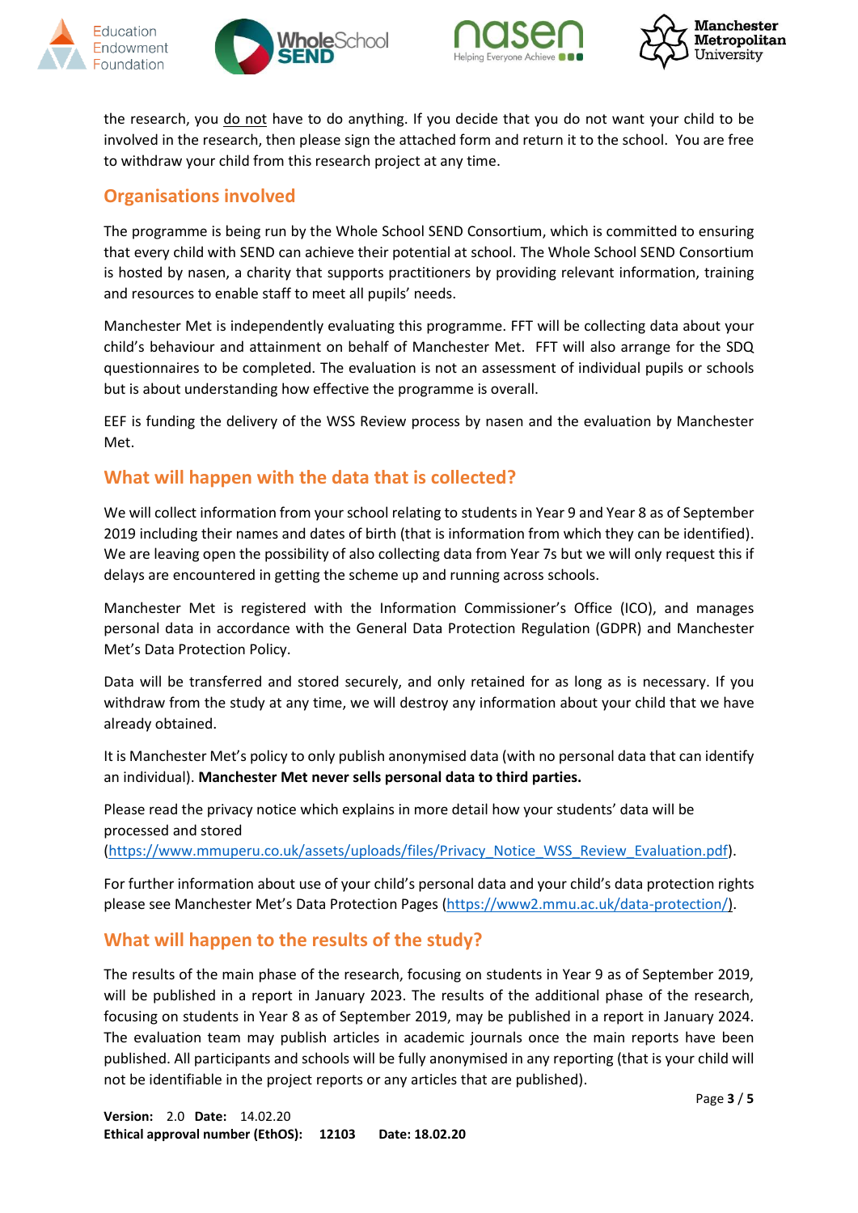the research, you do not have to do anything. If you decide that you do not want your child to be involved in the research, then please sign the attached form and return it to the school. You are free to withdraw your child from this research project at any time.

## Organisations involved

The programme is being run by the Whole School SEND Consortium, which is committed to ensuring that every child with SEND can achieve their potential at school. The Whole School SEND Consortium is hosted by nasen, a charity that supports practitioners by providing relevant information, training and resources to enable staff to meet all pupils' needs.

Manchester Met is independently evaluating this programme. FFT will be collecting data about your child's behaviour and attainment on behalf of Manchester Met. FFT will also arrange for the SDQ questionnaires to be completed. The evaluation is not an assessment of individual pupils or schools but is about understanding how effective the programme is overall.

EEF is funding the delivery of the WSS Review process by nasen and the evaluation by Manchester Met.

## What will happen with the data that is collected?

We will collect information from your school relating to students in Year 9 and Year 8 as of September 2019 including their names and dates of birth (that is information from which they can be identified). We are leaving open the possibility of also collecting data from Year 7s but we will only request this if delays are encountered in getting the scheme up and running across schools.

Manchester Met is registered with the Information Commissioner's Office (ICO), and manages personal data in accordance with the General Data Protection Regulation (GDPR) and Manchester Met's Data Protection Policy.

Data will be transferred and stored securely, and only retained for as long as is necessary. If you withdraw from the study at any time, we will destroy any information about your child that we have already obtained.

It is Manchester Met's policy to only publish anonymised data (with no personal data that can identify an individual). **Manchester Met never sells personal data to third parties.**

Please read the privacy notice which explains in more detail how your students' data will be processed and stored (https://www.mmuperu.co.uk/assets/uploads/files/Privacy_Notice_WSS_Review_Evaluation.pdf).

For further information about use of your child's personal data and your child's data protection rights please see Manchester Met's Data Protection Pages (https://www2.mmu.ac.uk/data-protection/).

## What will happen to the results of the study?

The results of the main phase of the research, focusing on students in Year 9 as of September 2019, will be published in a report in January 2023. The results of the additional phase of the research, focusing on students in Year 8 as of September 2019, may be published in a report in January 2024. The evaluation team may publish articles in academic journals once the main reports have been published. All participants and schools will be fully anonymised in any reporting (that is your child will not be identifiable in the project reports or any articles that are published).

**Version:** 2.0 **Date:** 14.02.20
**Ethical approval number (EthOS):** **12103** **Date: 18.02.20**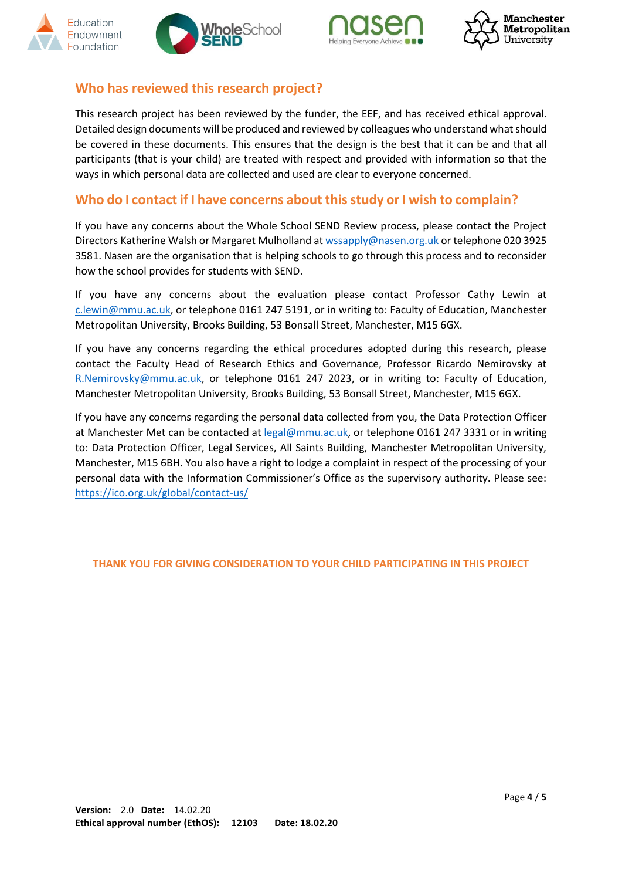## Who has reviewed this research project?

This research project has been reviewed by the funder, the EEF, and has received ethical approval. Detailed design documents will be produced and reviewed by colleagues who understand what should be covered in these documents. This ensures that the design is the best that it can be and that all participants (that is your child) are treated with respect and provided with information so that the ways in which personal data are collected and used are clear to everyone concerned.

## Who do I contact if I have concerns about this study or I wish to complain?

If you have any concerns about the Whole School SEND Review process, please contact the Project Directors Katherine Walsh or Margaret Mulholland at wssapply@nasen.org.uk or telephone 020 3925 3581. Nasen are the organisation that is helping schools to go through this process and to reconsider how the school provides for students with SEND.

If you have any concerns about the evaluation please contact Professor Cathy Lewin at c.lewin@mmu.ac.uk, or telephone 0161 247 5191, or in writing to: Faculty of Education, Manchester Metropolitan University, Brooks Building, 53 Bonsall Street, Manchester, M15 6GX.

If you have any concerns regarding the ethical procedures adopted during this research, please contact the Faculty Head of Research Ethics and Governance, Professor Ricardo Nemirovsky at R.Nemirovsky@mmu.ac.uk, or telephone 0161 247 2023, or in writing to: Faculty of Education, Manchester Metropolitan University, Brooks Building, 53 Bonsall Street, Manchester, M15 6GX.

If you have any concerns regarding the personal data collected from you, the Data Protection Officer at Manchester Met can be contacted at legal@mmu.ac.uk, or telephone 0161 247 3331 or in writing to: Data Protection Officer, Legal Services, All Saints Building, Manchester Metropolitan University, Manchester, M15 6BH. You also have a right to lodge a complaint in respect of the processing of your personal data with the Information Commissioner's Office as the supervisory authority. Please see: https://ico.org.uk/global/contact-us/

**THANK YOU FOR GIVING CONSIDERATION TO YOUR CHILD PARTICIPATING IN THIS PROJECT**

**Version:** 2.0 **Date:** 14.02.20
**Ethical approval number (EthOS): 12103 Date: 18.02.20**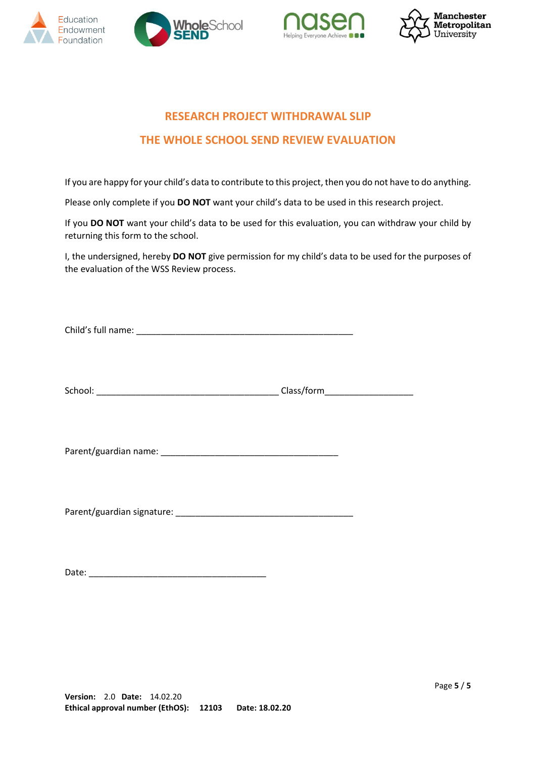# RESEARCH PROJECT WITHDRAWAL SLIP

## THE WHOLE SCHOOL SEND REVIEW EVALUATION

If you are happy for your child's data to contribute to this project, then you do not have to do anything.

Please only complete if you **DO NOT** want your child's data to be used in this research project.

If you **DO NOT** want your child's data to be used for this evaluation, you can withdraw your child by returning this form to the school.

I, the undersigned, hereby **DO NOT** give permission for my child's data to be used for the purposes of the evaluation of the WSS Review process.

Child's full name: ___________________________________________

School: ____________________________________ Class/form_________________

Parent/guardian name: __________________________________

Parent/guardian signature: __________________________________

Date: __________________________________

**Version:** 2.0 **Date:** 14.02.20
**Ethical approval number (EthOS):** **12103** **Date: 18.02.20**